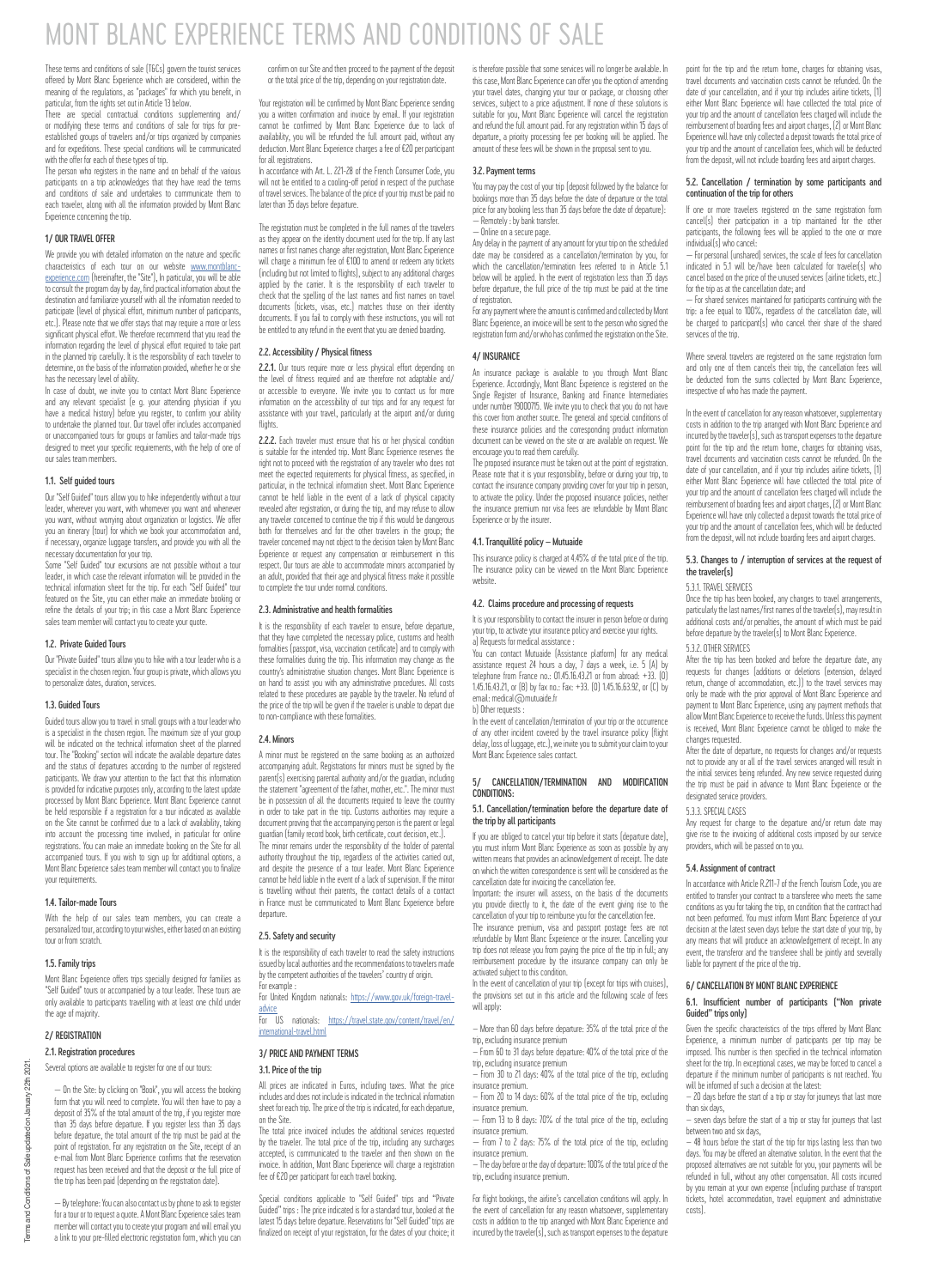# MONT BLANC EXPERIENCE TERMS AND CONDITIONS OF SALE

These terms and conditions of sale (T&Cs) govern the tourist services offered by Mont Blanc Experience which are considered, within the meaning of the regulations, as "packages" for which you benefit, in particular, from the rights set out in Article 13 below.

There are special contractual conditions supplementing and/ or modifying these terms and conditions of sale for trips for pre-established groups of travelers and/or trips organized by companies and for expeditions. These special conditions will be communicated with the offer for each of these types of trip.

The person who registers in the name and on behalf of the various participants on a trip acknowledges that they have read the terms and conditions of sale and undertakes to communicate them to each traveler, along with all the information provided by Mont Blanc Experience concerning the trip.

## 1/ OUR TRAVEL OFFER

We provide you with detailed information on the nature and specific characteristics of each tour on our website www.montblanc-experience.com (hereinafter, the "Site"). In particular, you will be able to consult the program day by day, find practical information about the destination and familiarize yourself with all the information needed to participate (level of physical effort, minimum number of participants, etc.). Please note that we offer stays that may require a more or less significant physical effort. We therefore recommend that you read the information regarding the level of physical effort required to take part in the planned trip carefully. It is the responsibility of each traveler to determine, on the basis of the information provided, whether he or she has the necessary level of ability.

In case of doubt, we invite you to contact Mont Blanc Experience and any relevant specialist (e.g. your attending physician if you have a medical history) before you register, to confirm your ability to undertake the planned tour. Our travel offer includes accompanied or unaccompanied tours for groups or families and tailor-made trips designed to meet your specific requirements, with the help of one of our sales team members.

### 1.1. Self guided tours

Our "Self Guided" tours allow you to hike independently without a tour leader, wherever you want, with whomever you want and whenever you want, without worrying about organization or logistics. We offer you an itinerary (tour) for which we book your accommodation and, if necessary, organize luggage transfers, and provide you with all the necessary documentation for your trip.

Some "Self Guided" tour excursions are not possible without a tour leader, in which case the relevant information will be provided in the technical information sheet for the trip. For each "Self Guided" tour featured on the Site, you can either make an immediate booking or refine the details of your trip; in this case a Mont Blanc Experience sales team member will contact you to create your quote.

### 1.2. Private Guided Tours

Our "Private Guided" tours allow you to hike with a tour leader who is a specialist in the chosen region. Your group is private, which allows you to personalize dates, duration, services.

### 1.3. Guided Tours

Guided tours allow you to travel in small groups with a tour leader who is a specialist in the chosen region. The maximum size of your group will be indicated on the technical information sheet of the planned tour. The "Booking" section will indicate the available departure dates and the status of departures according to the number of registered participants. We draw your attention to the fact that this information is provided for indicative purposes only, according to the latest update processed by Mont Blanc Experience. Mont Blanc Experience cannot be held responsible if a registration for a tour indicated as available on the Site cannot be confirmed due to a lack of availability, taking into account the processing time involved, in particular for online registrations. You can make an immediate booking on the Site for all unaccompanied tours. If you wish to sign up for additional options, a Mont Blanc Experience sales team member will contact you to finalize your requirements.

### 1.4. Tailor-made Tours

With the help of our sales team members, you can create a personalized tour, according to your wishes, either based on an existing tour or from scratch.

### 1.5. Family trips

Mont Blanc Experience offers trips specially designed for families as "Self Guided" tours or accompanied by a tour leader. These tours are only available to participants travelling with at least one child under the age of majority.

## 2/ REGISTRATION

### 2.1. Registration procedures

Several options are available to register for one of our tours:

— On the Site: by clicking on "Book", you will access the booking form that you will need to complete. You will then have to pay a deposit of 35% of the total amount of the trip, if you register more than 35 days before departure. If you register less than 35 days before departure, the total amount of the trip must be paid at the point of registration. For any registration on the Site, receipt of an e-mail from Mont Blanc Experience confirms that the reservation request has been received and that the deposit or the full price of the trip has been paid (depending on the registration date).

— By telephone: You can also contact us by phone to ask to register for a tour or to request a quote. A Mont Blanc Experience sales team member will contact you to create your program and will email you a link to your pre-filled electronic registration form, which you can confirm on our Site and then proceed to the payment of the deposit or the total price of the trip, depending on your registration date.

Your registration will be confirmed by Mont Blanc Experience sending you a written confirmation and invoice by email. If your registration cannot be confirmed by Mont Blanc Experience due to lack of availability, you will be refunded the full amount paid, without any deduction. Mont Blanc Experience charges a fee of €20 per participant for all registrations.

In accordance with Art. L. 221-28 of the French Consumer Code, you will not be entitled to a cooling-off period in respect of the purchase of travel services. The balance of the price of your trip must be paid no later than 35 days before departure.

The registration must be completed in the full names of the travelers as they appear on the identity document used for the trip. If any last names or first names change after registration, Mont Blanc Experience will charge a minimum fee of €100 to amend or redeem any tickets (including but not limited to flights), subject to any additional charges applied by the carrier. It is the responsibility of each traveler to check that the spelling of the last names and first names on travel documents (tickets, visas, etc.) matches those on their identity documents. If you fail to comply with these instructions, you will not be entitled to any refund in the event that you are denied boarding.

### 2.2. Accessibility / Physical fitness

**2.2.1.** Our tours require more or less physical effort depending on the level of fitness required and are therefore not adaptable and/ or accessible to everyone. We invite you to contact us for more information on the accessibility of our trips and for any request for assistance with your travel, particularly at the airport and/or during flights.

**2.2.2.** Each traveler must ensure that his or her physical condition is suitable for the intended trip. Mont Blanc Experience reserves the right not to proceed with the registration of any traveler who does not meet the expected requirements for physical fitness, as specified, in particular, in the technical information sheet. Mont Blanc Experience cannot be held liable in the event of a lack of physical capacity revealed after registration, or during the trip, and may refuse to allow any traveler concerned to continue the trip if this would be dangerous both for themselves and for the other travelers in the group; the traveler concerned may not object to the decision taken by Mont Blanc Experience or request any compensation or reimbursement in this respect. Our tours are able to accommodate minors accompanied by an adult, provided that their age and physical fitness make it possible to complete the tour under normal conditions.

### 2.3. Administrative and health formalities

It is the responsibility of each traveler to ensure, before departure, that they have completed the necessary police, customs and health formalities (passport, visa, vaccination certificate) and to comply with these formalities during the trip. This information may change as the country's administrative situation changes. Mont Blanc Experience is on hand to assist you with any administrative procedures. All costs related to these procedures are payable by the traveler. No refund of the price of the trip will be given if the traveler is unable to depart due to non-compliance with these formalities.

### 2.4. Minors

A minor must be registered on the same booking as an authorized accompanying adult. Registrations for minors must be signed by the parent(s) exercising parental authority and/or the guardian, including the statement "agreement of the father, mother, etc.". The minor must be in possession of all the documents required to leave the country in order to take part in the trip. Customs authorities may require a document proving that the accompanying person is the parent or legal guardian (family record book, birth certificate, court decision, etc.). The minor remains under the responsibility of the holder of parental authority throughout the trip, regardless of the activities carried out, and despite the presence of a tour leader. Mont Blanc Experience cannot be held liable in the event of a lack of supervision. If the minor is travelling without their parents, the contact details of a contact in France must be communicated to Mont Blanc Experience before departure.

### 2.5. Safety and security

It is the responsibility of each traveler to read the safety instructions issued by local authorities and the recommendations to travelers made by the competent authorities of the travelers' country of origin.

For example :

For United Kingdom nationals: https://www.gov.uk/foreign-travel-advice

For US nationals: https://travel.state.gov/content/travel/en/international-travel.html

## 3/ PRICE AND PAYMENT TERMS

### 3.1. Price of the trip

All prices are indicated in Euros, including taxes. What the price includes and does not include is indicated in the technical information sheet for each trip. The price of the trip is indicated, for each departure, on the Site.

The total price invoiced includes the additional services requested by the traveler. The total price of the trip, including any surcharges accepted, is communicated to the traveler and then shown on the invoice. In addition, Mont Blanc Experience will charge a registration fee of €20 per participant for each travel booking.

Special conditions applicable to "Self Guided" trips and "Private Guided" trips : The price indicated is for a standard tour, booked at the latest 15 days before departure. Reservations for "Self Guided" trips are finalized on receipt of your registration, for the dates of your choice; it is therefore possible that some services will no longer be available. In this case, Mont Blanc Experience can offer you the option of amending your travel dates, changing your tour or package, or choosing other services, subject to a price adjustment. If none of these solutions is suitable for you, Mont Blanc Experience will cancel the registration and refund the full amount paid. For any registration within 15 days of departure, a priority processing fee per booking will be applied. The amount of these fees will be shown in the proposal sent to you.

### 3.2. Payment terms

You may pay the cost of your trip (deposit followed by the balance for bookings more than 35 days before the date of departure or the total price for any booking less than 35 days before the date of departure):

— Remotely : by bank transfer.

— Online on a secure page.

Any delay in the payment of any amount for your trip on the scheduled date may be considered as a cancellation/termination by you, for which the cancellation/termination fees referred to in Article 5.1 below will be applied. In the event of registration less than 35 days before departure, the full price of the trip must be paid at the time of registration.

For any payment where the amount is confirmed and collected by Mont Blanc Experience, an invoice will be sent to the person who signed the registration form and/or who has confirmed the registration on the Site.

## 4/ INSURANCE

An insurance package is available to you through Mont Blanc Experience. Accordingly, Mont Blanc Experience is registered on the Single Register of Insurance, Banking and Finance Intermediaries under number 19000715. We invite you to check that you do not have this cover from another source. The general and special conditions of these insurance policies and the corresponding product information document can be viewed on the site or are available on request. We encourage you to read them carefully.

The proposed insurance must be taken out at the point of registration. Please note that it is your responsibility, before or during your trip, to contact the insurance company providing cover for your trip in person, to activate the policy. Under the proposed insurance policies, neither the insurance premium nor visa fees are refundable by Mont Blanc Experience or by the insurer.

### 4.1. Tranquillité policy – Mutuaide

This insurance policy is charged at 4.45% of the total price of the trip. The insurance policy can be viewed on the Mont Blanc Experience website.

### 4.2. Claims procedure and processing of requests

It is your responsibility to contact the insurer in person before or during your trip, to activate your insurance policy and exercise your rights.

a) Requests for medical assistance :

You can contact Mutuaide (Assistance platform) for any medical assistance request 24 hours a day, 7 days a week, i.e. 5 (A) by telephone from France no.: 01.45.16.43.21 or from abroad: +33. (0) 1.45.16.43.21, or (B) by fax no.: Fax: +33. (0) 1.45.16.63.92, or (C) by email: medical@mutuaide.fr

b) Other requests :

In the event of cancellation/termination of your trip or the occurrence of any other incident covered by the travel insurance policy (flight delay, loss of luggage, etc.), we invite you to submit your claim to your Mont Blanc Experience sales contact.

## 5/ CANCELLATION/TERMINATION AND MODIFICATION CONDITIONS:

### 5.1. Cancellation/termination before the departure date of the trip by all participants

If you are obliged to cancel your trip before it starts (departure date), you must inform Mont Blanc Experience as soon as possible by any written means that provides an acknowledgement of receipt. The date on which the written correspondence is sent will be considered as the cancellation date for invoicing the cancellation fee.

Important: the insurer will assess, on the basis of the documents you provide directly to it, the date of the event giving rise to the cancellation of your trip to reimburse you for the cancellation fee.

The insurance premium, visa and passport postage fees are not refundable by Mont Blanc Experience or the insurer. Cancelling your trip does not release you from paying the price of the trip in full; any reimbursement procedure by the insurance company can only be activated subject to this condition.

In the event of cancellation of your trip (except for trips with cruises), the provisions set out in this article and the following scale of fees will apply:

— More than 60 days before departure: 35% of the total price of the trip, excluding insurance premium

— From 60 to 31 days before departure: 40% of the total price of the trip, excluding insurance premium

— From 30 to 21 days: 40% of the total price of the trip, excluding insurance premium.

— From 20 to 14 days: 60% of the total price of the trip, excluding insurance premium.

— From 13 to 8 days: 70% of the total price of the trip, excluding insurance premium.

— From 7 to 2 days: 75% of the total price of the trip, excluding insurance premium.

— The day before or the day of departure: 100% of the total price of the trip, excluding insurance premium.

For flight bookings, the airline's cancellation conditions will apply. In the event of cancellation for any reason whatsoever, supplementary costs in addition to the trip arranged with Mont Blanc Experience and incurred by the traveler(s), such as transport expenses to the departure point for the trip and the return home, charges for obtaining visas, travel documents and vaccination costs cannot be refunded. On the date of your cancellation, and if your trip includes airline tickets, (1) either Mont Blanc Experience will have collected the total price of your trip and the amount of cancellation fees charged will include the reimbursement of boarding fees and airport charges, (2) or Mont Blanc Experience will have only collected a deposit towards the total price of your trip and the amount of cancellation fees, which will be deducted from the deposit, will not include boarding fees and airport charges.

### 5.2. Cancellation / termination by some participants and continuation of the trip for others

If one or more travelers registered on the same registration form cancel(s) their participation in a trip maintained for the other participants, the following fees will be applied to the one or more individual(s) who cancel:

— For personal (unshared) services, the scale of fees for cancellation indicated in 5.1 will be/have been calculated for traveler(s) who cancel based on the price of the unused services (airline tickets, etc.) for the trip as at the cancellation date; and

— For shared services maintained for participants continuing with the trip: a fee equal to 100%, regardless of the cancellation date, will be charged to participant(s) who cancel their share of the shared services of the trip.

Where several travelers are registered on the same registration form and only one of them cancels their trip, the cancellation fees will be deducted from the sums collected by Mont Blanc Experience, irrespective of who has made the payment.

In the event of cancellation for any reason whatsoever, supplementary costs in addition to the trip arranged with Mont Blanc Experience and incurred by the traveler(s), such as transport expenses to the departure point for the trip and the return home, charges for obtaining visas, travel documents and vaccination costs cannot be refunded. On the date of your cancellation, and if your trip includes airline tickets, (1) either Mont Blanc Experience will have collected the total price of your trip and the amount of cancellation fees charged will include the reimbursement of boarding fees and airport charges, (2) or Mont Blanc Experience will have only collected a deposit towards the total price of your trip and the amount of cancellation fees, which will be deducted from the deposit, will not include boarding fees and airport charges.

### 5.3. Changes to / interruption of services at the request of the traveler(s)

#### 5.3.1. TRAVEL SERVICES

Once the trip has been booked, any changes to travel arrangements, particularly the last names/first names of the traveler(s), may result in additional costs and/or penalties, the amount of which must be paid before departure by the traveler(s) to Mont Blanc Experience.

#### 5.3.2. OTHER SERVICES

After the trip has been booked and before the departure date, any requests for changes (additions or deletions (extension, delayed return, change of accommodation, etc.)) to the travel services may only be made with the prior approval of Mont Blanc Experience and payment to Mont Blanc Experience, using any payment methods that allow Mont Blanc Experience to receive the funds. Unless this payment is received, Mont Blanc Experience cannot be obliged to make the changes requested.

After the date of departure, no requests for changes and/or requests not to provide any or all of the travel services arranged will result in the initial services being refunded. Any new service requested during the trip must be paid in advance to Mont Blanc Experience or the designated service providers.

#### 5.3.3. SPECIAL CASES

Any request for change to the departure and/or return date may give rise to the invoicing of additional costs imposed by our service providers, which will be passed on to you.

### 5.4. Assignment of contract

In accordance with Article R.211-7 of the French Tourism Code, you are entitled to transfer your contract to a transferee who meets the same conditions as you for taking the trip, on condition that the contract had not been performed. You must inform Mont Blanc Experience of your decision at the latest seven days before the start date of your trip, by any means that will produce an acknowledgement of receipt. In any event, the transferor and the transferee shall be jointly and severally liable for payment of the price of the trip.

## 6/ CANCELLATION BY MONT BLANC EXPERIENCE

### 6.1. Insufficient number of participants ("Non private Guided" trips only)

Given the specific characteristics of the trips offered by Mont Blanc Experience, a minimum number of participants per trip may be imposed. This number is then specified in the technical information sheet for the trip. In exceptional cases, we may be forced to cancel a departure if the minimum number of participants is not reached. You will be informed of such a decision at the latest:

— 20 days before the start of a trip or stay for journeys that last more than six days,

— seven days before the start of a trip or stay for journeys that last between two and six days,

— 48 hours before the start of the trip for trips lasting less than two days. You may be offered an alternative solution. In the event that the proposed alternatives are not suitable for you, your payments will be refunded in full, without any other compensation. All costs incurred by you remain at your own expense (including purchase of transport tickets, hotel accommodation, travel equipment and administrative costs).

Terms and Conditions of Sale updated on January 22th 2021.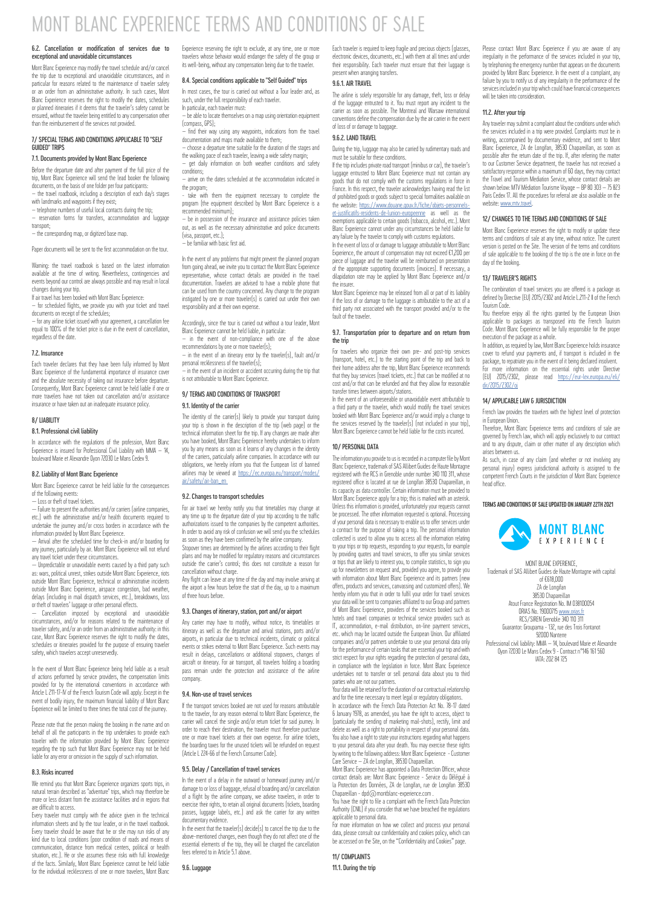# MONT BLANC EXPERIENCE TERMS AND CONDITIONS OF SALE

### 6.2. Cancellation or modification of services due to exceptional and unavoidable circumstances

Mont Blanc Experience may modify the travel schedule and/or cancel the trip due to exceptional and unavoidable circumstances, and in particular for reasons related to the maintenance of traveler safety or an order from an administrative authority. In such cases, Mont Blanc Experience reserves the right to modify the dates, schedules or planned itineraries if it deems that the traveler's safety cannot be ensured, without the traveler being entitled to any compensation other than the reimbursement of the services not provided.

## 7/ SPECIAL TERMS AND CONDITIONS APPLICABLE TO "SELF GUIDED" TRIPS

### 7.1. Documents provided by Mont Blanc Experience

Before the departure date and after payment of the full price of the trip, Mont Blanc Experience will send the lead booker the following documents, on the basis of one folder per four participants:

– the travel roadbook, including a description of each day's stages with landmarks and waypoints if they exist;
– telephone numbers of useful local contacts during the trip;
– reservation forms for transfers, accommodation and luggage transport;
– the corresponding map, or digitized base map.

Paper documents will be sent to the first accommodation on the tour.

Warning: the travel roadbook is based on the latest information available at the time of writing. Nevertheless, contingencies and events beyond our control are always possible and may result in local changes during your trip.

If air travel has been booked with Mont Blanc Experience:

– for scheduled flights, we provide you with your ticket and travel documents on receipt of the schedules;
– for any airline ticket issued with your agreement, a cancellation fee equal to 100% of the ticket price is due in the event of cancellation, regardless of the date.

### 7.2. Insurance

Each traveler declares that they have been fully informed by Mont Blanc Experience of the fundamental importance of insurance cover and the absolute necessity of taking out insurance before departure. Consequently, Mont Blanc Experience cannot be held liable if one or more travelers have not taken out cancellation and/or assistance insurance or have taken out an inadequate insurance policy.

## 8/ LIABILITY

### 8.1. Professional civil liability

In accordance with the regulations of the profession, Mont Blanc Experience is insured for Professional Civil Liability with MMA – 14, boulevard Marie et Alexandre Oyon 72030 Le Mans Cedex 9.

### 8.2. Liability of Mont Blanc Experience

Mont Blanc Experience cannot be held liable for the consequences of the following events:

– Loss or theft of travel tickets.
– Failure to present the authorities and/or carriers (airline companies, etc.) with the administrative and/or health documents required to undertake the journey and/or cross borders in accordance with the information provided by Mont Blanc Experience.
– Arrival after the scheduled time for check-in and/or boarding for any journey, particularly by air. Mont Blanc Experience will not refund any travel ticket under these circumstances.
– Unpredictable or unavoidable events caused by a third party such as: wars, political unrest, strikes outside Mont Blanc Experience, riots outside Mont Blanc Experience, technical or administrative incidents outside Mont Blanc Experience, airspace congestion, bad weather, delays (including in mail dispatch services, etc.), breakdowns, loss or theft of travelers' luggage or other personal effects.
– Cancellation imposed by exceptional and unavoidable circumstances, and/or for reasons related to the maintenance of traveler safety, and/or an order from an administrative authority: in this case, Mont Blanc Experience reserves the right to modify the dates, schedules or itineraries provided for the purpose of ensuring traveler safety, which travelers accept unreservedly.

In the event of Mont Blanc Experience being held liable as a result of actions performed by service providers, the compensation limits provided for by the international conventions in accordance with Article L 211-17-IV of the French Tourism Code will apply. Except in the event of bodily injury, the maximum financial liability of Mont Blanc Experience will be limited to three times the total cost of the journey.

Please note that the person making the booking in the name and on behalf of all the participants in the trip undertakes to provide each traveler with the information provided by Mont Blanc Experience regarding the trip such that Mont Blanc Experience may not be held liable for any error or omission in the supply of such information.

### 8.3. Risks incurred

We remind you that Mont Blanc Experience organizes sports trips, in natural terrain described as "adventure" trips, which may therefore be more or less distant from the assistance facilities and in regions that are difficult to access.

Every traveler must comply with the advice given in the technical information sheets and by the tour leader, or in the travel roadbook. Every traveler should be aware that he or she may run risks of any kind due to local conditions (poor condition of roads and means of communication, distance from medical centers, political or health situation, etc.). He or she assumes these risks with full knowledge of the facts. Similarly, Mont Blanc Experience cannot be held liable for the individual recklessness of one or more travelers, Mont Blanc Experience reserving the right to exclude, at any time, one or more travelers whose behavior would endanger the safety of the group or its well-being, without any compensation being due to the traveler.

### 8.4. Special conditions applicable to "Self Guided" trips

In most cases, the tour is carried out without a Tour leader and, as such, under the full responsibility of each traveler.

In particular, each traveler must:

– be able to locate themselves on a map using orientation equipment (compass, GPS);
– find their way using any waypoints, indications from the travel documentation and maps made available to them;
– choose a departure time suitable for the duration of the stages and the walking pace of each traveler, leaving a wide safety margin;
– get daily information on both weather conditions and safety conditions;
– arrive on the dates scheduled at the accommodation indicated in the program;
- take with them the equipment necessary to complete the program (the equipment described by Mont Blanc Experience is a recommended minimum);
– be in possession of the insurance and assistance policies taken out, as well as the necessary administrative and police documents (visa, passport, etc.);
– be familiar with basic first aid.

In the event of any problems that might prevent the planned program from going ahead, we invite you to contact the Mont Blanc Experience representative, whose contact details are provided in the travel documentation. Travelers are advised to have a mobile phone that can be used from the country concerned. Any change to the program instigated by one or more traveler(s) is carried out under their own responsibility and at their own expense.

Accordingly, since the tour is carried out without a tour leader, Mont Blanc Experience cannot be held liable, in particular:

– in the event of non-compliance with one of the above recommendations by one or more traveler(s);
– in the event of an itinerary error by the traveler(s), fault and/or personal recklessness of the traveler(s);
– in the event of an incident or accident occurring during the trip that is not attributable to Mont Blanc Experience.

## 9/ TERMS AND CONDITIONS OF TRANSPORT

### 9.1. Identity of the carrier

The identity of the carrier(s) likely to provide your transport during your trip is shown in the description of the trip (web page) or the technical information sheet for the trip. If any changes are made after you have booked, Mont Blanc Experience hereby undertakes to inform you by any means as soon as it learns of any changes in the identity of the carriers, particularly airline companies. In accordance with our obligations, we hereby inform you that the European list of banned airlines may be viewed at https://ec.europa.eu/transport/modes/air/safety/air-ban_en

### 9.2. Changes to transport schedules

For air travel we hereby notify you that timetables may change at any time up to the departure date of your trip according to the traffic authorizations issued to the companies by the competent authorities. In order to avoid any risk of confusion we will send you the schedules as soon as they have been confirmed by the airline company.

Stopover times are determined by the airlines according to their flight plans and may be modified for regulatory reasons and circumstances outside the carrier's control; this does not constitute a reason for cancellation without charge.

Any flight can leave at any time of the day and may involve arriving at the airport a few hours before the start of the day, up to a maximum of three hours before.

### 9.3. Changes of itinerary, station, port and/or airport

Any carrier may have to modify, without notice, its timetables or itinerary as well as the departure and arrival stations, ports and/or airports, in particular due to technical incidents, climatic or political events or strikes external to Mont Blanc Experience. Such events may result in delays, cancellations or additional stopovers, changes of aircraft or itinerary. For air transport, all travelers holding a boarding pass remain under the protection and assistance of the airline company.

### 9.4. Non-use of travel services

If the transport services booked are not used for reasons attributable to the traveler, for any reason external to Mont Blanc Experience, the carrier will cancel the single and/or return ticket for said journey. In order to reach their destination, the traveler must therefore purchase one or more travel tickets at their own expense. For airline tickets, the boarding taxes for the unused tickets will be refunded on request (Article L 224-66 of the French Consumer Code).

### 9.5. Delay / Cancellation of travel services

In the event of a delay in the outward or homeward journey and/or damage to or loss of baggage, refusal of boarding and/or cancellation of a flight by the airline company, we advise travelers, in order to exercise their rights, to retain all original documents (tickets, boarding passes, luggage labels, etc.) and ask the carrier for any written documentary evidence.

In the event that the traveler(s) decide(s) to cancel the trip due to the above-mentioned changes, even though they do not affect one of the essential elements of the trip, they will be charged the cancellation fees referred to in Article 5.1 above.

### 9.6. Luggage

Each traveler is required to keep fragile and precious objects (glasses, electronic devices, documents, etc.) with them at all times and under their responsibility. Each traveler must ensure that their luggage is present when arranging transfers.

### 9.6.1. AIR TRAVEL

The airline is solely responsible for any damage, theft, loss or delay of the luggage entrusted to it. You must report any incident to the carrier as soon as possible. The Montreal and Warsaw international conventions define the compensation due by the air carrier in the event of loss of or damage to baggage.

### 9.6.2. LAND TRAVEL

During the trip, luggage may also be carried by rudimentary roads and must be suitable for these conditions.

If the trip includes private road transport (minibus or car), the traveler's luggage entrusted to Mont Blanc Experience must not contain any goods that do not comply with the customs regulations in force in France. In this respect, the traveler acknowledges having read the list of prohibited goods or goods subject to special formalities available on the website: https://www.douane.gouv.fr/fiche/objets-personnels-et-justificatifs-residents-de-lunion-europeenne as well as the exemptions applicable to certain goods (tobacco, alcohol, etc.). Mont Blanc Experience cannot under any circumstances be held liable for any failure by the traveler to comply with customs regulations.

In the event of loss of or damage to luggage attributable to Mont Blanc Experience, the amount of compensation may not exceed €1,200 per piece of luggage and the traveler will be reimbursed on presentation of the appropriate supporting documents (invoices). If necessary, a dilapidation rate may be applied by Mont Blanc Experience and/or the insurer.

Mont Blanc Experience may be released from all or part of its liability if the loss of or damage to the luggage is attributable to the act of a third party not associated with the transport provided and/or to the fault of the traveler.

### 9.7. Transportation prior to departure and on return from the trip

For travelers who organize their own pre- and post-trip services (transport, hotel, etc.) to the starting point of the trip and back to their home address after the trip, Mont Blanc Experience recommends that they buy services (travel tickets, etc.) that can be modified at no cost and/or that can be refunded and that they allow for reasonable transfer times between airports/stations.

In the event of an unforeseeable or unavoidable event attributable to a third party or the traveler, which would modify the travel services booked with Mont Blanc Experience and/or would imply a change to the services reserved by the traveler(s) (not included in your trip), Mont Blanc Experience cannot be held liable for the costs incurred.

## 10/ PERSONAL DATA

The information you provide to us is recorded in a computer file by Mont Blanc Experience, trademark of SAS Allibert Guides de Haute Montagne registered with the RCS in Grenoble under number 340 110 311, whose registered office is located at rue de Longifan 38530 Chapareillan, in its capacity as data controller. Certain information must be provided to Mont Blanc Experience apply for a trip; this is marked with an asterisk. Unless this information is provided, unfortunately your requests cannot be processed. The other information requested is optional. Processing of your personal data is necessary to enable us to offer services under a contract for the purpose of taking a trip. The personal information collected is used to allow you to access all the information relating to your trips or trip requests, responding to your requests, for example by providing quotes and travel services, to offer you similar services or trips that are likely to interest you, to compile statistics, to sign you up for newsletters on request and, provided you agree, to provide you with information about Mont Blanc Experience and its partners (new offers, products and services, canvassing and customized offers). We hereby inform you that in order to fulfil your order for travel services your data will be sent to companies affiliated to our Group and partners of Mont Blanc Experience, providers of the services booked such as hotels and travel companies or technical service providers such as IT, accommodation, e-mail distribution, on-line payment services, etc. which may be located outside the European Union. Our affiliated companies and/or partners undertake to use your personal data only for the performance of certain tasks that are essential your trip and with strict respect for your rights regarding the protection of personal data, in compliance with the legislation in force. Mont Blanc Experience undertakes not to transfer or sell personal data about you to third parties who are not our partners.

Your data will be retained for the duration of our contractual relationship and for the time necessary to meet legal or regulatory obligations.

In accordance with the French Data Protection Act No. 78-17 dated 6 January 1978, as amended, you have the right to access, object to (particularly the sending of marketing mail-shots), rectify, limit and delete as well as a right to portability in respect of your personal data. You also have a right to state your instructions regarding what happens to your personal data after your death. You may exercise these rights by writing to the following address: Mont Blanc Experience - Customer Care Service – ZA de Longifan, 38530 Chapareillan.

Mont Blanc Experience has appointed a Data Protection Officer, whose contact details are: Mont Blanc Experience - Service du Délégué à la Protection des Données, ZA de Longifan, rue de Longifan 38530 Chapareillan - dpd@montblanc-experience.com .

You have the right to file a complaint with the French Data Protection Authority (CNIL) if you consider that we have breached the regulations applicable to personal data.

For more information on how we collect and process your personal data, please consult our confidentiality and cookies policy, which can be accessed on the Site, on the "Confidentiality and Cookies" page.

## 11/ COMPLAINTS

### 11.1. During the trip

Please contact Mont Blanc Experience if you are aware of any irregularity in the performance of the services included in your trip, by telephoning the emergency number that appears on the documents provided by Mont Blanc Experience. In the event of a complaint, any failure by you to notify us of any irregularity in the performance of the services included in your trip which could have financial consequences will be taken into consideration.

### 11.2. After your trip

Any traveler may submit a complaint about the conditions under which the services included in a trip were provided. Complaints must be in writing, accompanied by documentary evidence, and sent to Mont Blanc Experience, ZA de Longifan, 38530 Chapareillan, as soon as possible after the return date of the trip. If, after referring the matter to our Customer Service department, the traveler has not received a satisfactory response within a maximum of 60 days, they may contact the Travel and Tourism Mediation Service, whose contact details are shown below: MTV Médiation Tourisme Voyage – BP 80 303 – 75 823 Paris Cedex 17. All the procedures for referral are also available on the website: www.mtv.travel.

## 12/ CHANGES TO THE TERMS AND CONDITIONS OF SALE

Mont Blanc Experience reserves the right to modify or update these terms and conditions of sale at any time, without notice. The current version is posted on the Site. The version of the terms and conditions of sale applicable to the booking of the trip is the one in force on the day of the booking.

## 13/ TRAVELER'S RIGHTS

The combination of travel services you are offered is a package as defined by Directive (EU) 2015/2302 and Article L.211-2 II of the French Tourism Code.

You therefore enjoy all the rights granted by the European Union applicable to packages as transposed into the French Tourism Code. Mont Blanc Experience will be fully responsible for the proper execution of the package as a whole.

In addition, as required by law, Mont Blanc Experience holds insurance cover to refund your payments and, if transport is included in the package, to repatriate you in the event of it being declared insolvent.

For more information on the essential rights under Directive (EU) 2015/2302, please read https://eur-lex.europa.eu/eli/dir/2015/2302/oj

## 14/ APPLICABLE LAW & JURISDICTION

French law provides the travelers with the highest level of protection in European Union.

Therefore, Mont Blanc Experience terms and conditions of sale are governed by French law, which will apply exclusively to our contract and to any dispute, claim or other matter of any description which arises between us.

As such, in case of any claim (and whether or not involving any personal injury) express jurisdictional authority is assigned to the competent French Courts in the jurisdiction of Mont Blanc Experience head office.

**TERMS AND CONDITIONS OF SALE UPDATED ON JANUARY 22TH 2021**

MONT BLANC EXPERIENCE

MONT BLANC EXPERIENCE,
Trademark of SAS Allibert Guides de Haute Montagne with capital of €618,000
ZA de Longifan
38530 Chapareillan
Atout France Registration No. IM 038100054
ORIAS No. 19000715 www.orias.fr
RCS/SIREN Grenoble 340 110 311
Guarantor: Groupama - 132, rue des Trois Fontanot 92000 Nanterre
Professional civil liability: MMA – 14, boulevard Marie et Alexandre Oyon 72030 Le Mans Cedex 9 - Contract n°146 161 560
IATA: 202 84 725